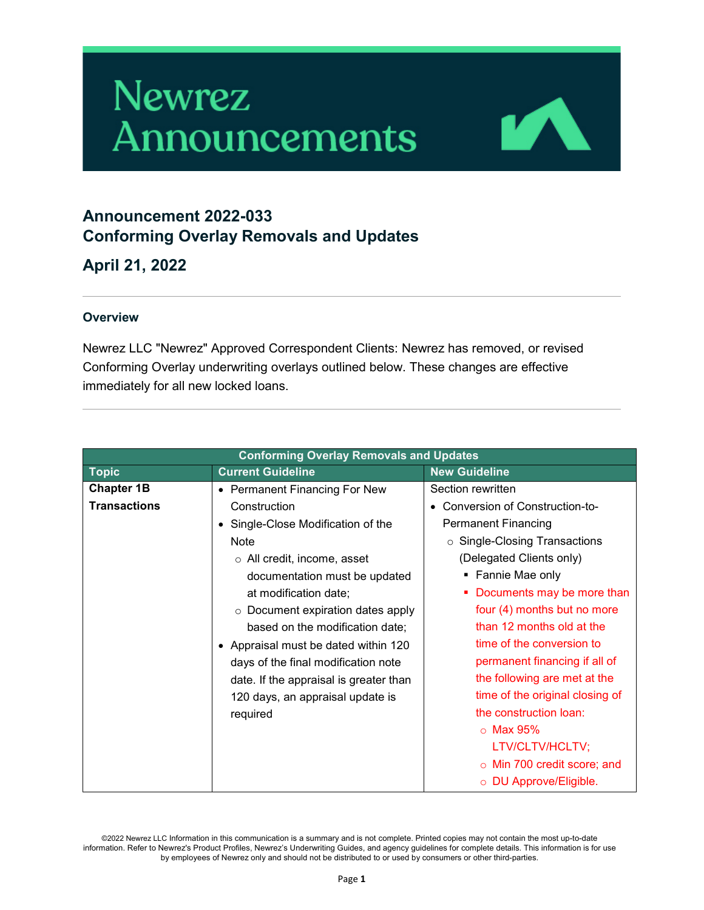# Newrez Announcements

## Announcement 2022-033
## Conforming Overlay Removals and Updates

## April 21, 2022

### Overview

Newrez LLC "Newrez" Approved Correspondent Clients: Newrez has removed, or revised Conforming Overlay underwriting overlays outlined below. These changes are effective immediately for all new locked loans.

| Conforming Overlay Removals and Updates | | |
|---|---|---|
| **Topic** | **Current Guideline** | **New Guideline** |
| **Chapter 1B Transactions** | • Permanent Financing For New Construction<br>• Single-Close Modification of the Note<br>  ○ All credit, income, asset documentation must be updated at modification date;<br>  ○ Document expiration dates apply based on the modification date;<br>• Appraisal must be dated within 120 days of the final modification note date. If the appraisal is greater than 120 days, an appraisal update is required | Section rewritten<br>• Conversion of Construction-to-Permanent Financing<br>  ○ Single-Closing Transactions (Delegated Clients only)<br>    ▪ Fannie Mae only<br>    ▪ Documents may be more than four (4) months but no more than 12 months old at the time of the conversion to permanent financing if all of the following are met at the time of the original closing of the construction loan:<br>      ○ Max 95% LTV/CLTV/HCLTV;<br>      ○ Min 700 credit score; and<br>      ○ DU Approve/Eligible. |

©2022 Newrez LLC Information in this communication is a summary and is not complete. Printed copies may not contain the most up-to-date information. Refer to Newrez's Product Profiles, Newrez's Underwriting Guides, and agency guidelines for complete details. This information is for use by employees of Newrez only and should not be distributed to or used by consumers or other third-parties.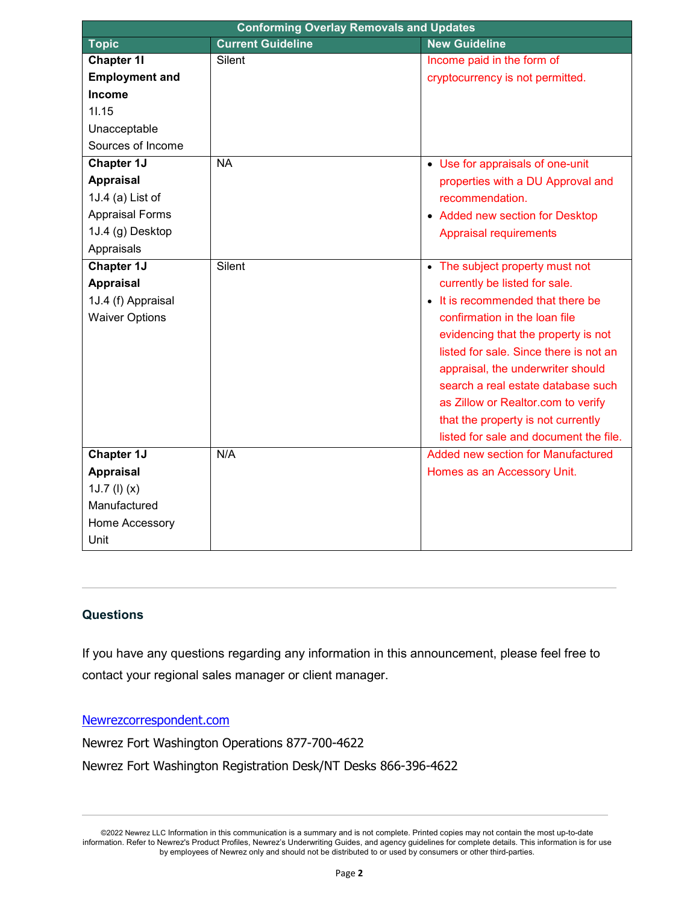| Conforming Overlay Removals and Updates | | |
|---|---|---|
| **Topic** | **Current Guideline** | **New Guideline** |
| **Chapter 1I Employment and Income** 1I.15 Unacceptable Sources of Income | Silent | Income paid in the form of cryptocurrency is not permitted. |
| **Chapter 1J Appraisal** 1J.4 (a) List of Appraisal Forms 1J.4 (g) Desktop Appraisals | NA | • Use for appraisals of one-unit properties with a DU Approval and recommendation. • Added new section for Desktop Appraisal requirements |
| **Chapter 1J Appraisal** 1J.4 (f) Appraisal Waiver Options | Silent | • The subject property must not currently be listed for sale. • It is recommended that there be confirmation in the loan file evidencing that the property is not listed for sale. Since there is not an appraisal, the underwriter should search a real estate database such as Zillow or Realtor.com to verify that the property is not currently listed for sale and document the file. |
| **Chapter 1J Appraisal** 1J.7 (l) (x) Manufactured Home Accessory Unit | N/A | Added new section for Manufactured Homes as an Accessory Unit. |

## Questions

If you have any questions regarding any information in this announcement, please feel free to contact your regional sales manager or client manager.

[Newrezcorrespondent.com](Newrezcorrespondent.com)

Newrez Fort Washington Operations 877-700-4622

Newrez Fort Washington Registration Desk/NT Desks 866-396-4622

©2022 Newrez LLC Information in this communication is a summary and is not complete. Printed copies may not contain the most up-to-date information. Refer to Newrez's Product Profiles, Newrez's Underwriting Guides, and agency guidelines for complete details. This information is for use by employees of Newrez only and should not be distributed to or used by consumers or other third-parties.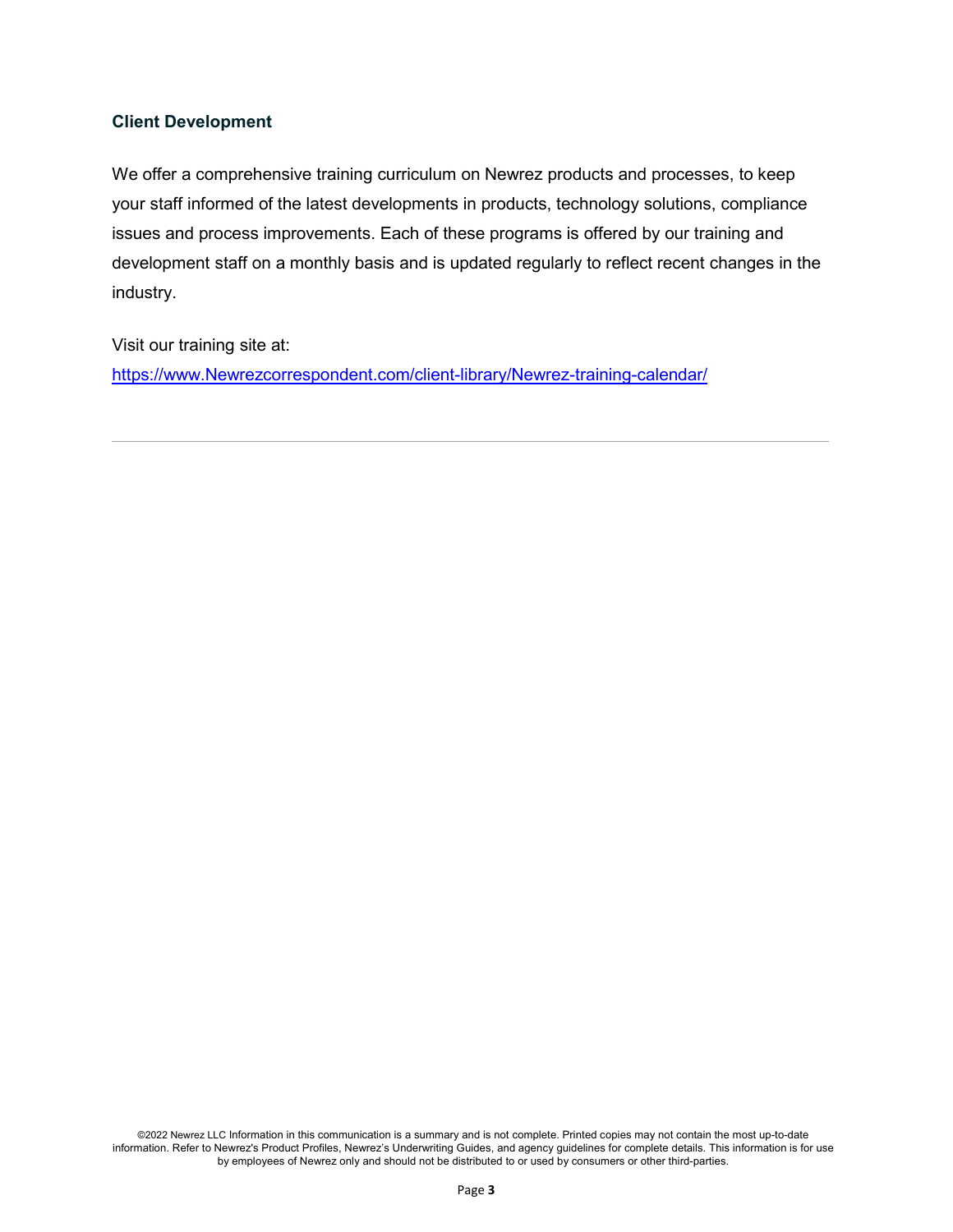### Client Development

We offer a comprehensive training curriculum on Newrez products and processes, to keep your staff informed of the latest developments in products, technology solutions, compliance issues and process improvements. Each of these programs is offered by our training and development staff on a monthly basis and is updated regularly to reflect recent changes in the industry.

Visit our training site at:
https://www.Newrezcorrespondent.com/client-library/Newrez-training-calendar/

---

©2022 Newrez LLC Information in this communication is a summary and is not complete. Printed copies may not contain the most up-to-date information. Refer to Newrez's Product Profiles, Newrez's Underwriting Guides, and agency guidelines for complete details. This information is for use by employees of Newrez only and should not be distributed to or used by consumers or other third-parties.